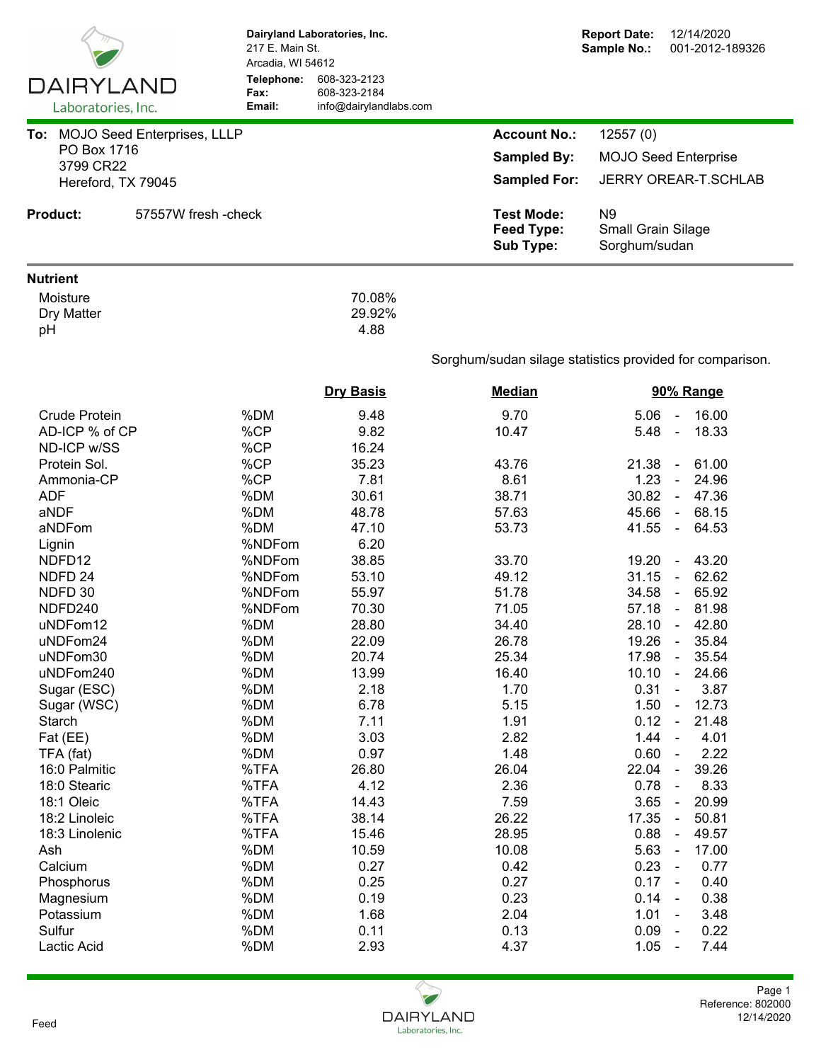**Dairyland Laboratories, Inc.**
217 E. Main St.
Arcadia, WI 54612

**Telephone:** 608-323-2123
**Fax:** 608-323-2184
**Email:** info@dairylandlabs.com

**Report Date:** 12/14/2020
**Sample No.:** 001-2012-189326

**To:** MOJO Seed Enterprises, LLLP
PO Box 1716
3799 CR22
Hereford, TX 79045

**Account No.:** 12557 (0)
**Sampled By:** MOJO Seed Enterprise
**Sampled For:** JERRY OREAR-T.SCHLAB

**Product:** 57557W fresh -check

**Test Mode:** N9
**Feed Type:** Small Grain Silage
**Sub Type:** Sorghum/sudan

**Nutrient**

| | |
|---|---|
| Moisture | 70.08% |
| Dry Matter | 29.92% |
| pH | 4.88 |

Sorghum/sudan silage statistics provided for comparison.

| | | Dry Basis | Median | 90% Range |
|---|---|---|---|---|
| Crude Protein | %DM | 9.48 | 9.70 | 5.06 - 16.00 |
| AD-ICP % of CP | %CP | 9.82 | 10.47 | 5.48 - 18.33 |
| ND-ICP w/SS | %CP | 16.24 | | |
| Protein Sol. | %CP | 35.23 | 43.76 | 21.38 - 61.00 |
| Ammonia-CP | %CP | 7.81 | 8.61 | 1.23 - 24.96 |
| ADF | %DM | 30.61 | 38.71 | 30.82 - 47.36 |
| aNDF | %DM | 48.78 | 57.63 | 45.66 - 68.15 |
| aNDFom | %DM | 47.10 | 53.73 | 41.55 - 64.53 |
| Lignin | %NDFom | 6.20 | | |
| NDFD12 | %NDFom | 38.85 | 33.70 | 19.20 - 43.20 |
| NDFD 24 | %NDFom | 53.10 | 49.12 | 31.15 - 62.62 |
| NDFD 30 | %NDFom | 55.97 | 51.78 | 34.58 - 65.92 |
| NDFD240 | %NDFom | 70.30 | 71.05 | 57.18 - 81.98 |
| uNDFom12 | %DM | 28.80 | 34.40 | 28.10 - 42.80 |
| uNDFom24 | %DM | 22.09 | 26.78 | 19.26 - 35.84 |
| uNDFom30 | %DM | 20.74 | 25.34 | 17.98 - 35.54 |
| uNDFom240 | %DM | 13.99 | 16.40 | 10.10 - 24.66 |
| Sugar (ESC) | %DM | 2.18 | 1.70 | 0.31 - 3.87 |
| Sugar (WSC) | %DM | 6.78 | 5.15 | 1.50 - 12.73 |
| Starch | %DM | 7.11 | 1.91 | 0.12 - 21.48 |
| Fat (EE) | %DM | 3.03 | 2.82 | 1.44 - 4.01 |
| TFA (fat) | %DM | 0.97 | 1.48 | 0.60 - 2.22 |
| 16:0 Palmitic | %TFA | 26.80 | 26.04 | 22.04 - 39.26 |
| 18:0 Stearic | %TFA | 4.12 | 2.36 | 0.78 - 8.33 |
| 18:1 Oleic | %TFA | 14.43 | 7.59 | 3.65 - 20.99 |
| 18:2 Linoleic | %TFA | 38.14 | 26.22 | 17.35 - 50.81 |
| 18:3 Linolenic | %TFA | 15.46 | 28.95 | 0.88 - 49.57 |
| Ash | %DM | 10.59 | 10.08 | 5.63 - 17.00 |
| Calcium | %DM | 0.27 | 0.42 | 0.23 - 0.77 |
| Phosphorus | %DM | 0.25 | 0.27 | 0.17 - 0.40 |
| Magnesium | %DM | 0.19 | 0.23 | 0.14 - 0.38 |
| Potassium | %DM | 1.68 | 2.04 | 1.01 - 3.48 |
| Sulfur | %DM | 0.11 | 0.13 | 0.09 - 0.22 |
| Lactic Acid | %DM | 2.93 | 4.37 | 1.05 - 7.44 |

Feed

Reference: 802000
12/14/2020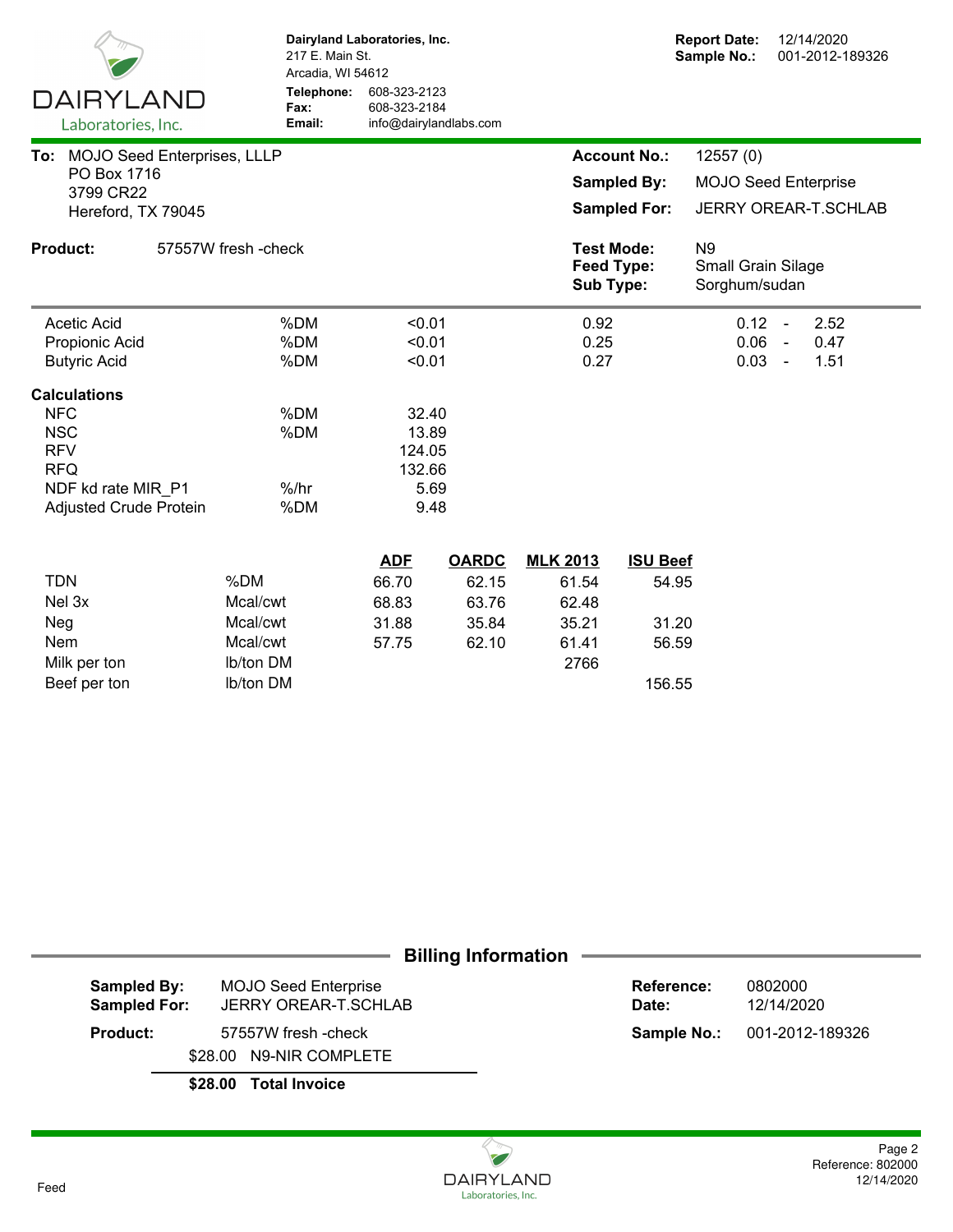**Dairyland Laboratories, Inc.**
217 E. Main St.
Arcadia, WI 54612
**Telephone:** 608-323-2123
**Fax:** 608-323-2184
**Email:** info@dairylandlabs.com

**Report Date:** 12/14/2020
**Sample No.:** 001-2012-189326

**To:** MOJO Seed Enterprises, LLLP
PO Box 1716
3799 CR22
Hereford, TX 79045

**Account No.:** 12557 (0)
**Sampled By:** MOJO Seed Enterprise
**Sampled For:** JERRY OREAR-T.SCHLAB

**Product:** 57557W fresh -check

**Test Mode:** N9
**Feed Type:** Small Grain Silage
**Sub Type:** Sorghum/sudan

| | | | | |
|---|---|---|---|---|
| Acetic Acid | %DM | <0.01 | 0.92 | 0.12 - 2.52 |
| Propionic Acid | %DM | <0.01 | 0.25 | 0.06 - 0.47 |
| Butyric Acid | %DM | <0.01 | 0.27 | 0.03 - 1.51 |

**Calculations**

| | | |
|---|---|---|
| NFC | %DM | 32.40 |
| NSC | %DM | 13.89 |
| RFV | | 124.05 |
| RFQ | | 132.66 |
| NDF kd rate MIR_P1 | %/hr | 5.69 |
| Adjusted Crude Protein | %DM | 9.48 |

| | | ADF | OARDC | MLK 2013 | ISU Beef |
|---|---|---|---|---|---|
| TDN | %DM | 66.70 | 62.15 | 61.54 | 54.95 |
| Nel 3x | Mcal/cwt | 68.83 | 63.76 | 62.48 | |
| Neg | Mcal/cwt | 31.88 | 35.84 | 35.21 | 31.20 |
| Nem | Mcal/cwt | 57.75 | 62.10 | 61.41 | 56.59 |
| Milk per ton | lb/ton DM | | | 2766 | |
| Beef per ton | lb/ton DM | | | | 156.55 |

## Billing Information

**Sampled By:** MOJO Seed Enterprise
**Sampled For:** JERRY OREAR-T.SCHLAB
**Product:** 57557W fresh -check

**Reference:** 0802000
**Date:** 12/14/2020
**Sample No.:** 001-2012-189326

$28.00 N9-NIR COMPLETE

**$28.00 Total Invoice**

Feed